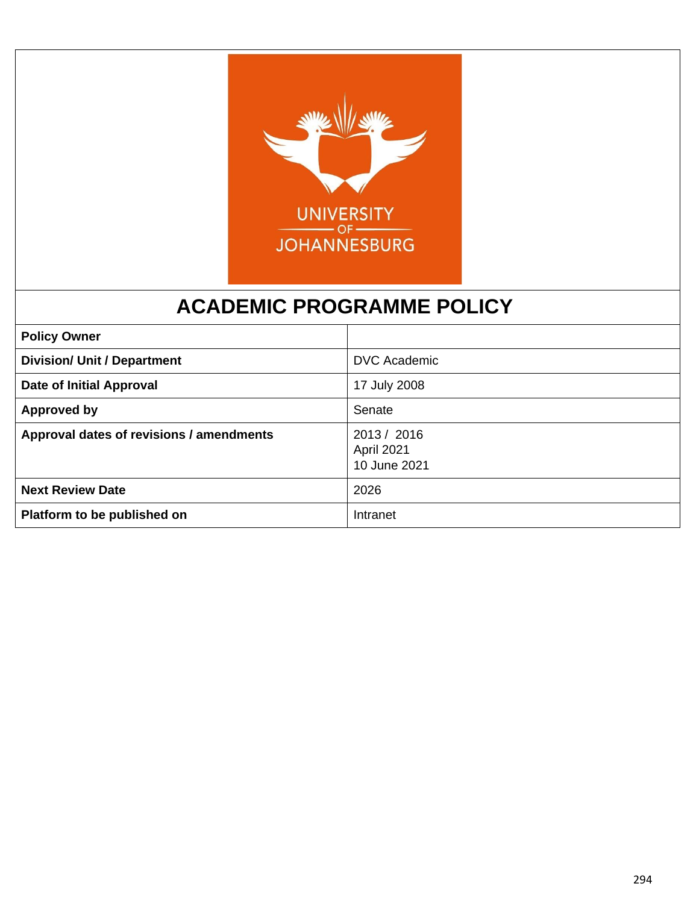UNIVERSITY OF JOHANNESBURG

# ACADEMIC PROGRAMME POLICY

| **Policy Owner** | |
|---|---|
| **Division/ Unit / Department** | DVC Academic |
| **Date of Initial Approval** | 17 July 2008 |
| **Approved by** | Senate |
| **Approval dates of revisions / amendments** | 2013 / 2016<br>April 2021<br>10 June 2021 |
| **Next Review Date** | 2026 |
| **Platform to be published on** | Intranet |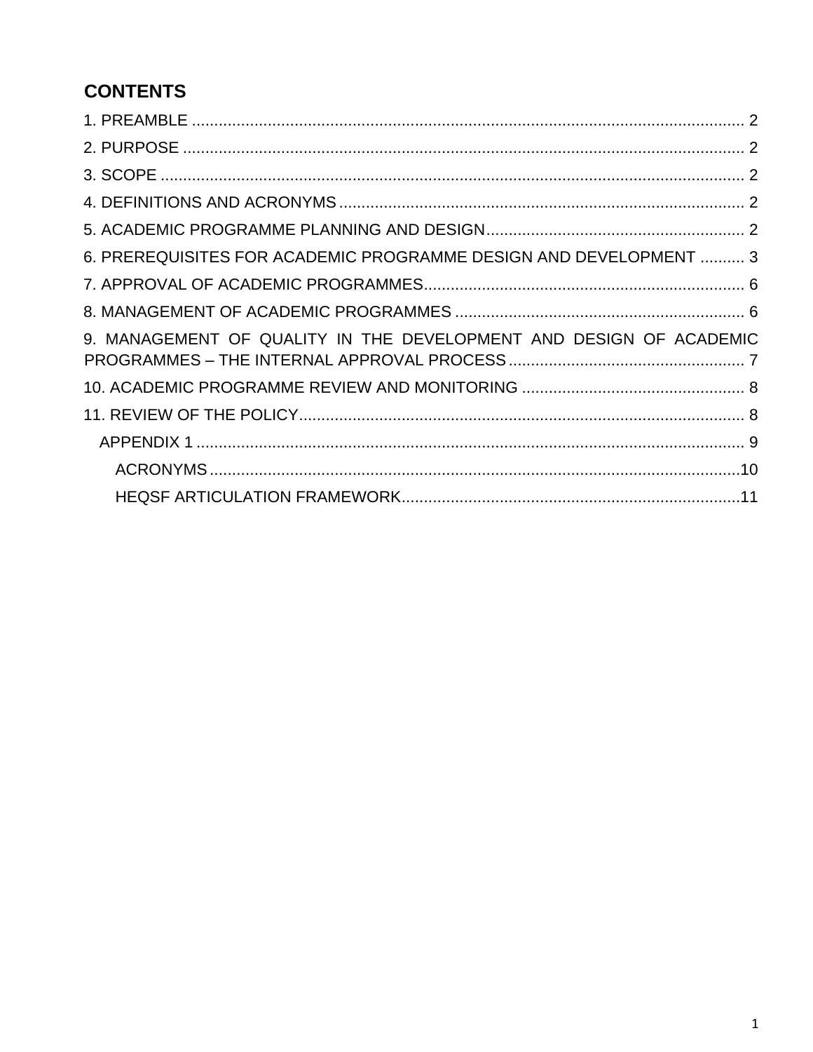# CONTENTS

1. PREAMBLE ........................................................................................................................... 2

2. PURPOSE ............................................................................................................................ 2

3. SCOPE ................................................................................................................................ 2

4. DEFINITIONS AND ACRONYMS ........................................................................................ 2

5. ACADEMIC PROGRAMME PLANNING AND DESIGN ....................................................... 2

6. PREREQUISITES FOR ACADEMIC PROGRAMME DESIGN AND DEVELOPMENT .......... 3

7. APPROVAL OF ACADEMIC PROGRAMMES ..................................................................... 6

8. MANAGEMENT OF ACADEMIC PROGRAMMES ............................................................... 6

9. MANAGEMENT OF QUALITY IN THE DEVELOPMENT AND DESIGN OF ACADEMIC PROGRAMMES – THE INTERNAL APPROVAL PROCESS ................................................... 7

10. ACADEMIC PROGRAMME REVIEW AND MONITORING ................................................. 8

11. REVIEW OF THE POLICY ................................................................................................. 8

- APPENDIX 1 ........................................................................................................................ 9
    - ACRONYMS ....................................................................................................................10
    - HEQSF ARTICULATION FRAMEWORK ...........................................................................11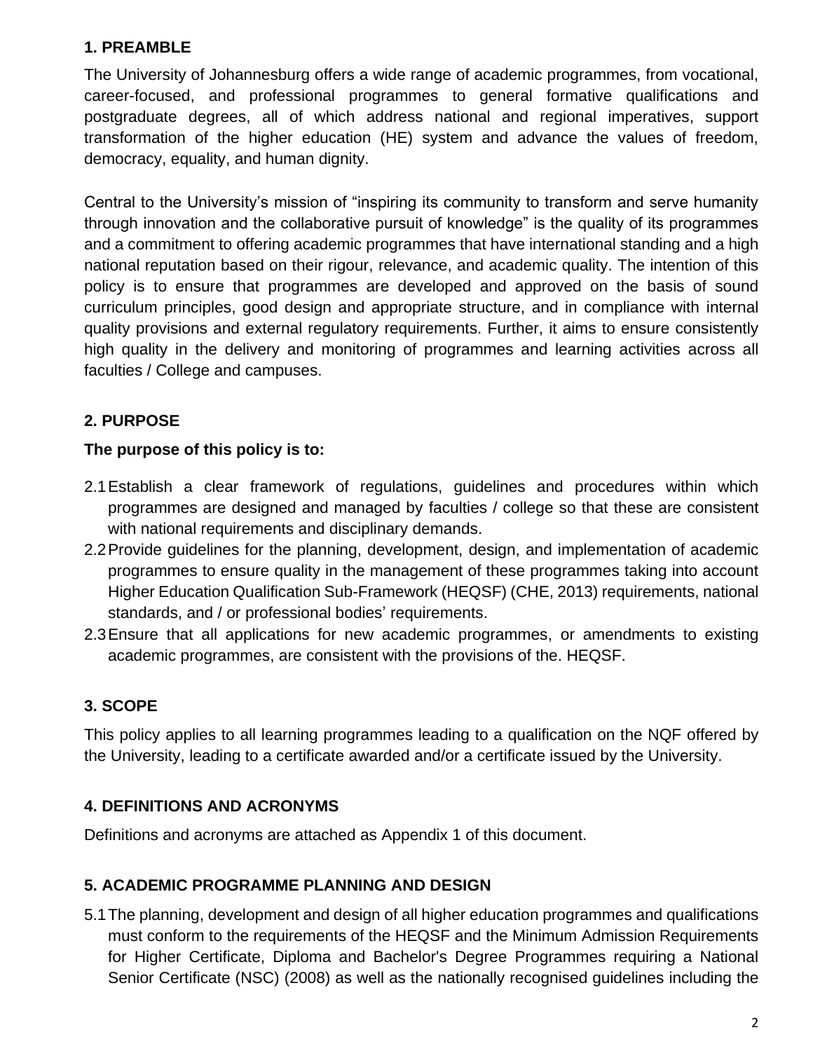## 1. PREAMBLE

The University of Johannesburg offers a wide range of academic programmes, from vocational, career-focused, and professional programmes to general formative qualifications and postgraduate degrees, all of which address national and regional imperatives, support transformation of the higher education (HE) system and advance the values of freedom, democracy, equality, and human dignity.

Central to the University's mission of "inspiring its community to transform and serve humanity through innovation and the collaborative pursuit of knowledge" is the quality of its programmes and a commitment to offering academic programmes that have international standing and a high national reputation based on their rigour, relevance, and academic quality. The intention of this policy is to ensure that programmes are developed and approved on the basis of sound curriculum principles, good design and appropriate structure, and in compliance with internal quality provisions and external regulatory requirements. Further, it aims to ensure consistently high quality in the delivery and monitoring of programmes and learning activities across all faculties / College and campuses.

## 2. PURPOSE

**The purpose of this policy is to:**

2.1 Establish a clear framework of regulations, guidelines and procedures within which programmes are designed and managed by faculties / college so that these are consistent with national requirements and disciplinary demands.

2.2 Provide guidelines for the planning, development, design, and implementation of academic programmes to ensure quality in the management of these programmes taking into account Higher Education Qualification Sub-Framework (HEQSF) (CHE, 2013) requirements, national standards, and / or professional bodies' requirements.

2.3 Ensure that all applications for new academic programmes, or amendments to existing academic programmes, are consistent with the provisions of the. HEQSF.

## 3. SCOPE

This policy applies to all learning programmes leading to a qualification on the NQF offered by the University, leading to a certificate awarded and/or a certificate issued by the University.

## 4. DEFINITIONS AND ACRONYMS

Definitions and acronyms are attached as Appendix 1 of this document.

## 5. ACADEMIC PROGRAMME PLANNING AND DESIGN

5.1 The planning, development and design of all higher education programmes and qualifications must conform to the requirements of the HEQSF and the Minimum Admission Requirements for Higher Certificate, Diploma and Bachelor's Degree Programmes requiring a National Senior Certificate (NSC) (2008) as well as the nationally recognised guidelines including the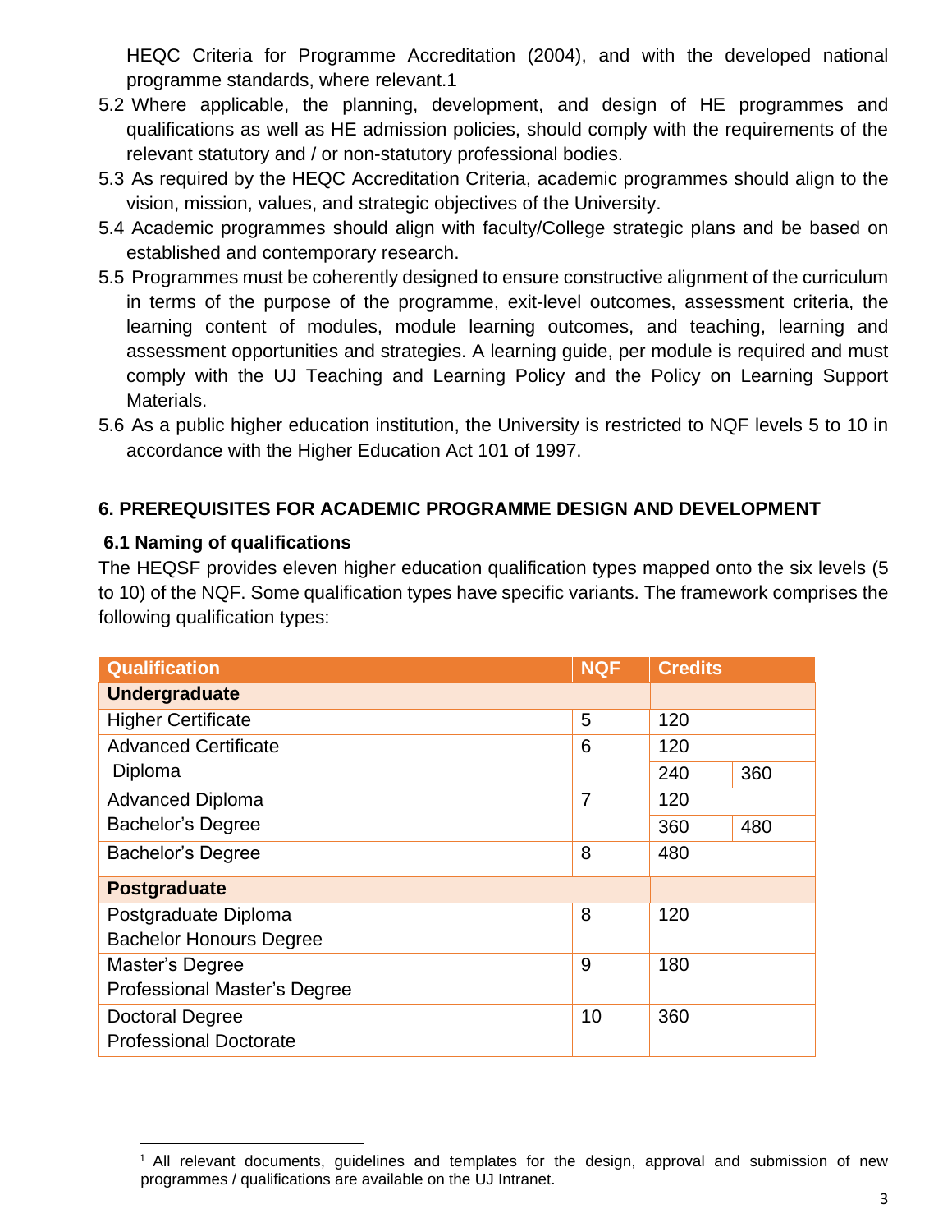HEQC Criteria for Programme Accreditation (2004), and with the developed national programme standards, where relevant.[1]

5.2 Where applicable, the planning, development, and design of HE programmes and qualifications as well as HE admission policies, should comply with the requirements of the relevant statutory and / or non-statutory professional bodies.

5.3 As required by the HEQC Accreditation Criteria, academic programmes should align to the vision, mission, values, and strategic objectives of the University.

5.4 Academic programmes should align with faculty/College strategic plans and be based on established and contemporary research.

5.5 Programmes must be coherently designed to ensure constructive alignment of the curriculum in terms of the purpose of the programme, exit-level outcomes, assessment criteria, the learning content of modules, module learning outcomes, and teaching, learning and assessment opportunities and strategies. A learning guide, per module is required and must comply with the UJ Teaching and Learning Policy and the Policy on Learning Support Materials.

5.6 As a public higher education institution, the University is restricted to NQF levels 5 to 10 in accordance with the Higher Education Act 101 of 1997.

## 6. PREREQUISITES FOR ACADEMIC PROGRAMME DESIGN AND DEVELOPMENT

### 6.1 Naming of qualifications

The HEQSF provides eleven higher education qualification types mapped onto the six levels (5 to 10) of the NQF. Some qualification types have specific variants. The framework comprises the following qualification types:

| Qualification | NQF | Credits | |
|---|---|---|---|
| **Undergraduate** | | | |
| Higher Certificate | 5 | 120 | |
| Advanced Certificate | 6 | 120 | |
| Diploma | | 240 | 360 |
| Advanced Diploma | 7 | 120 | |
| Bachelor's Degree | | 360 | 480 |
| Bachelor's Degree | 8 | 480 | |
| **Postgraduate** | | | |
| Postgraduate Diploma<br>Bachelor Honours Degree | 8 | 120 | |
| Master's Degree<br>Professional Master's Degree | 9 | 180 | |
| Doctoral Degree<br>Professional Doctorate | 10 | 360 | |

[1] All relevant documents, guidelines and templates for the design, approval and submission of new programmes / qualifications are available on the UJ Intranet.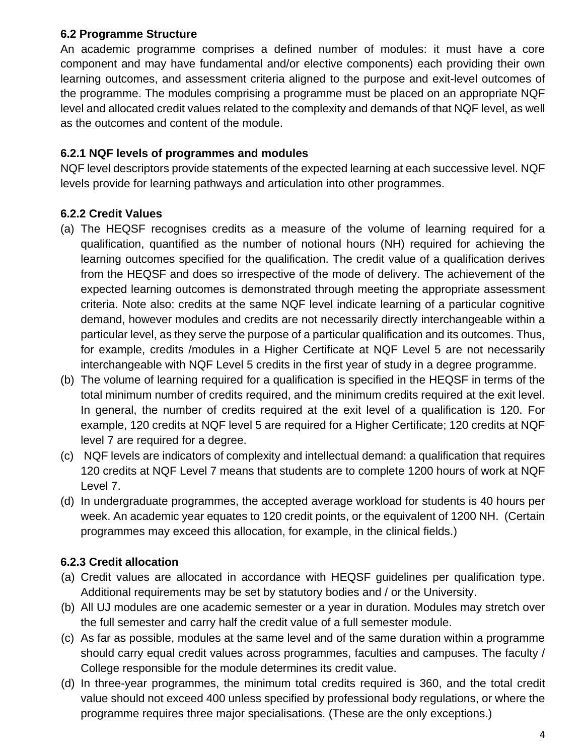### 6.2 Programme Structure

An academic programme comprises a defined number of modules: it must have a core component and may have fundamental and/or elective components) each providing their own learning outcomes, and assessment criteria aligned to the purpose and exit-level outcomes of the programme. The modules comprising a programme must be placed on an appropriate NQF level and allocated credit values related to the complexity and demands of that NQF level, as well as the outcomes and content of the module.

#### 6.2.1 NQF levels of programmes and modules

NQF level descriptors provide statements of the expected learning at each successive level. NQF levels provide for learning pathways and articulation into other programmes.

#### 6.2.2 Credit Values

(a) The HEQSF recognises credits as a measure of the volume of learning required for a qualification, quantified as the number of notional hours (NH) required for achieving the learning outcomes specified for the qualification. The credit value of a qualification derives from the HEQSF and does so irrespective of the mode of delivery. The achievement of the expected learning outcomes is demonstrated through meeting the appropriate assessment criteria. Note also: credits at the same NQF level indicate learning of a particular cognitive demand, however modules and credits are not necessarily directly interchangeable within a particular level, as they serve the purpose of a particular qualification and its outcomes. Thus, for example, credits /modules in a Higher Certificate at NQF Level 5 are not necessarily interchangeable with NQF Level 5 credits in the first year of study in a degree programme.

(b) The volume of learning required for a qualification is specified in the HEQSF in terms of the total minimum number of credits required, and the minimum credits required at the exit level. In general, the number of credits required at the exit level of a qualification is 120. For example, 120 credits at NQF level 5 are required for a Higher Certificate; 120 credits at NQF level 7 are required for a degree.

(c) NQF levels are indicators of complexity and intellectual demand: a qualification that requires 120 credits at NQF Level 7 means that students are to complete 1200 hours of work at NQF Level 7.

(d) In undergraduate programmes, the accepted average workload for students is 40 hours per week. An academic year equates to 120 credit points, or the equivalent of 1200 NH. (Certain programmes may exceed this allocation, for example, in the clinical fields.)

#### 6.2.3 Credit allocation

(a) Credit values are allocated in accordance with HEQSF guidelines per qualification type. Additional requirements may be set by statutory bodies and / or the University.

(b) All UJ modules are one academic semester or a year in duration. Modules may stretch over the full semester and carry half the credit value of a full semester module.

(c) As far as possible, modules at the same level and of the same duration within a programme should carry equal credit values across programmes, faculties and campuses. The faculty / College responsible for the module determines its credit value.

(d) In three-year programmes, the minimum total credits required is 360, and the total credit value should not exceed 400 unless specified by professional body regulations, or where the programme requires three major specialisations. (These are the only exceptions.)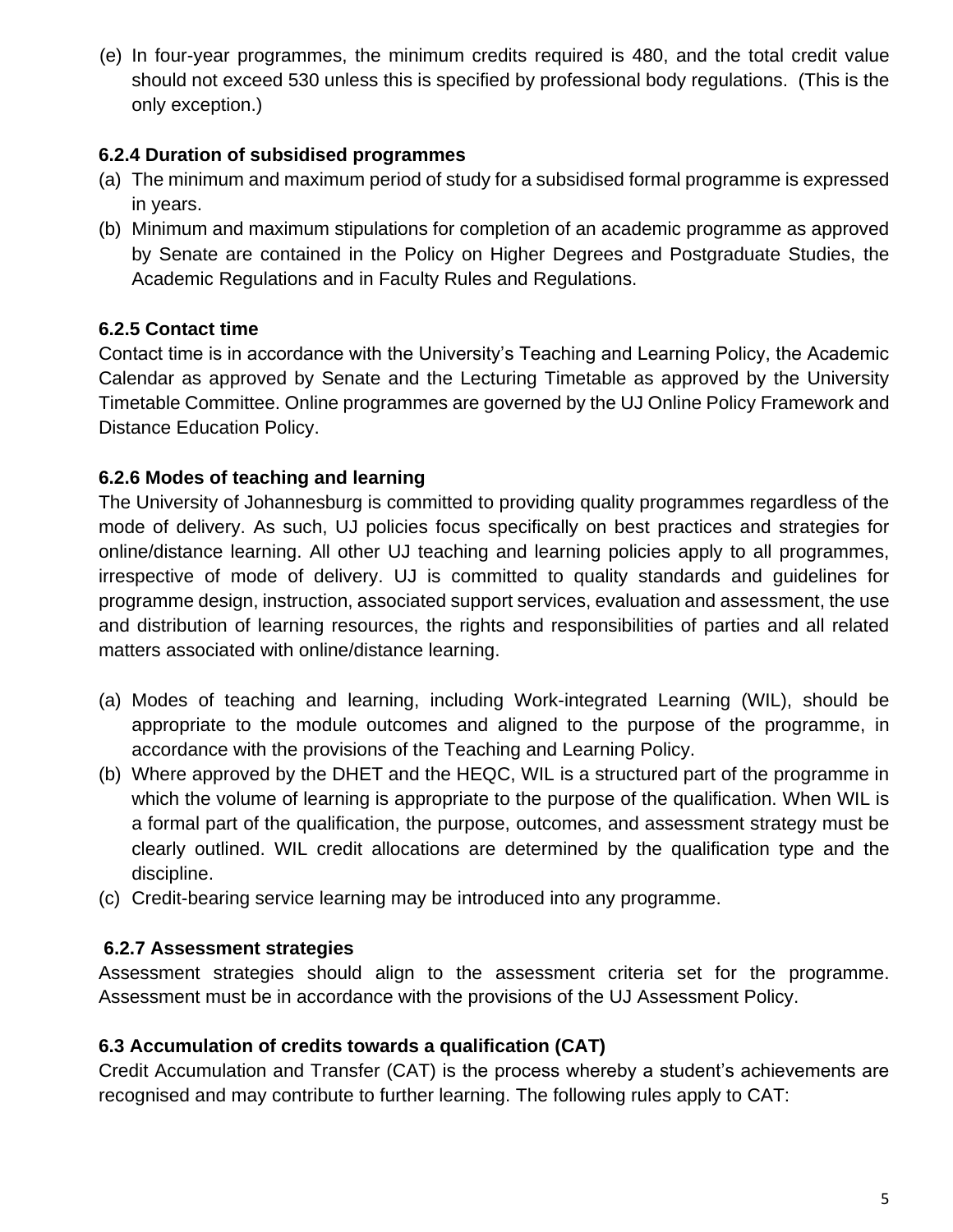(e) In four-year programmes, the minimum credits required is 480, and the total credit value should not exceed 530 unless this is specified by professional body regulations. (This is the only exception.)

### 6.2.4 Duration of subsidised programmes

(a) The minimum and maximum period of study for a subsidised formal programme is expressed in years.
(b) Minimum and maximum stipulations for completion of an academic programme as approved by Senate are contained in the Policy on Higher Degrees and Postgraduate Studies, the Academic Regulations and in Faculty Rules and Regulations.

### 6.2.5 Contact time

Contact time is in accordance with the University's Teaching and Learning Policy, the Academic Calendar as approved by Senate and the Lecturing Timetable as approved by the University Timetable Committee. Online programmes are governed by the UJ Online Policy Framework and Distance Education Policy.

### 6.2.6 Modes of teaching and learning

The University of Johannesburg is committed to providing quality programmes regardless of the mode of delivery. As such, UJ policies focus specifically on best practices and strategies for online/distance learning. All other UJ teaching and learning policies apply to all programmes, irrespective of mode of delivery. UJ is committed to quality standards and guidelines for programme design, instruction, associated support services, evaluation and assessment, the use and distribution of learning resources, the rights and responsibilities of parties and all related matters associated with online/distance learning.

(a) Modes of teaching and learning, including Work-integrated Learning (WIL), should be appropriate to the module outcomes and aligned to the purpose of the programme, in accordance with the provisions of the Teaching and Learning Policy.
(b) Where approved by the DHET and the HEQC, WIL is a structured part of the programme in which the volume of learning is appropriate to the purpose of the qualification. When WIL is a formal part of the qualification, the purpose, outcomes, and assessment strategy must be clearly outlined. WIL credit allocations are determined by the qualification type and the discipline.
(c) Credit-bearing service learning may be introduced into any programme.

### 6.2.7 Assessment strategies

Assessment strategies should align to the assessment criteria set for the programme. Assessment must be in accordance with the provisions of the UJ Assessment Policy.

## 6.3 Accumulation of credits towards a qualification (CAT)

Credit Accumulation and Transfer (CAT) is the process whereby a student's achievements are recognised and may contribute to further learning. The following rules apply to CAT: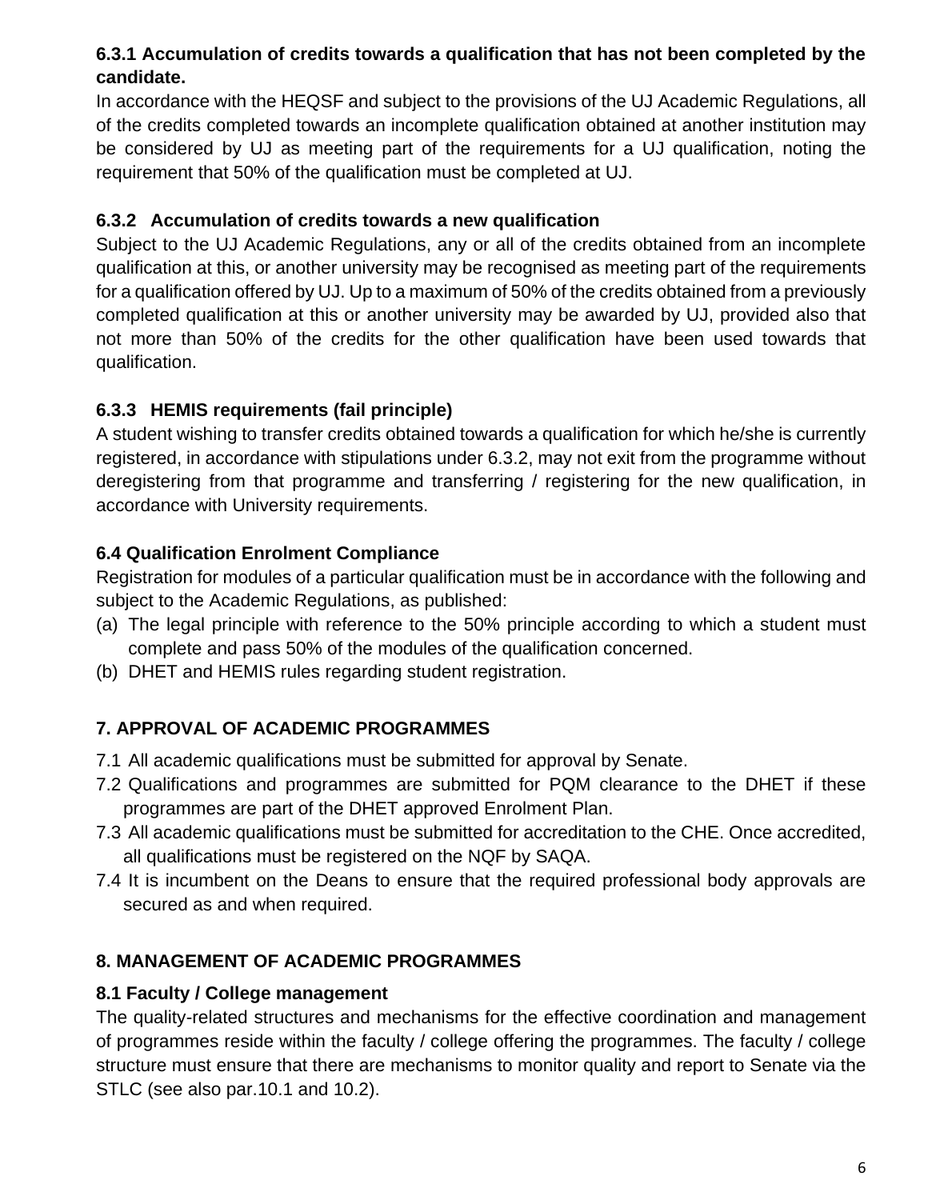### 6.3.1 Accumulation of credits towards a qualification that has not been completed by the candidate.

In accordance with the HEQSF and subject to the provisions of the UJ Academic Regulations, all of the credits completed towards an incomplete qualification obtained at another institution may be considered by UJ as meeting part of the requirements for a UJ qualification, noting the requirement that 50% of the qualification must be completed at UJ.

### 6.3.2 Accumulation of credits towards a new qualification

Subject to the UJ Academic Regulations, any or all of the credits obtained from an incomplete qualification at this, or another university may be recognised as meeting part of the requirements for a qualification offered by UJ. Up to a maximum of 50% of the credits obtained from a previously completed qualification at this or another university may be awarded by UJ, provided also that not more than 50% of the credits for the other qualification have been used towards that qualification.

### 6.3.3 HEMIS requirements (fail principle)

A student wishing to transfer credits obtained towards a qualification for which he/she is currently registered, in accordance with stipulations under 6.3.2, may not exit from the programme without deregistering from that programme and transferring / registering for the new qualification, in accordance with University requirements.

### 6.4 Qualification Enrolment Compliance

Registration for modules of a particular qualification must be in accordance with the following and subject to the Academic Regulations, as published:

(a) The legal principle with reference to the 50% principle according to which a student must complete and pass 50% of the modules of the qualification concerned.
(b) DHET and HEMIS rules regarding student registration.

## 7. APPROVAL OF ACADEMIC PROGRAMMES

7.1 All academic qualifications must be submitted for approval by Senate.
7.2 Qualifications and programmes are submitted for PQM clearance to the DHET if these programmes are part of the DHET approved Enrolment Plan.
7.3 All academic qualifications must be submitted for accreditation to the CHE. Once accredited, all qualifications must be registered on the NQF by SAQA.
7.4 It is incumbent on the Deans to ensure that the required professional body approvals are secured as and when required.

## 8. MANAGEMENT OF ACADEMIC PROGRAMMES

### 8.1 Faculty / College management

The quality-related structures and mechanisms for the effective coordination and management of programmes reside within the faculty / college offering the programmes. The faculty / college structure must ensure that there are mechanisms to monitor quality and report to Senate via the STLC (see also par.10.1 and 10.2).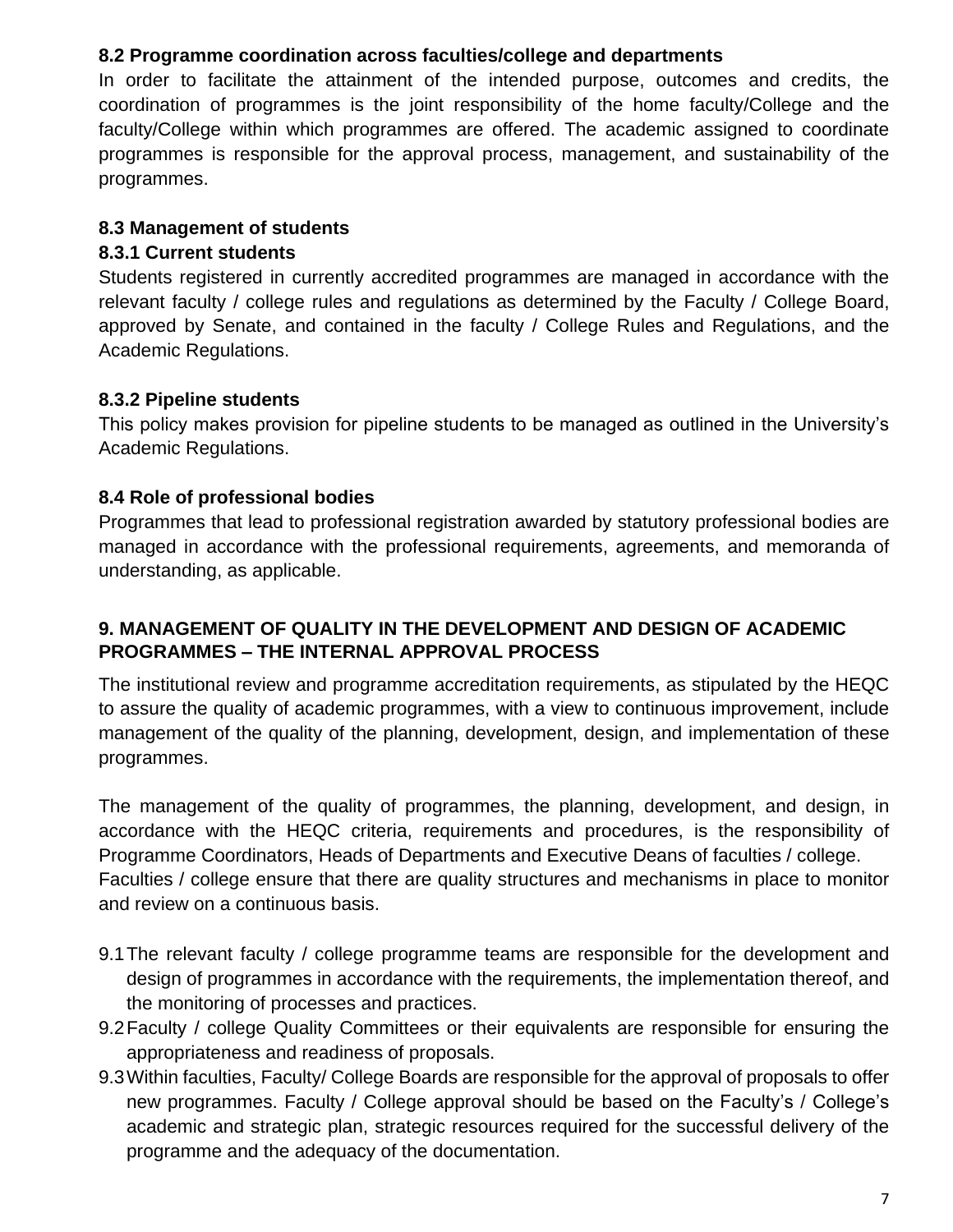### 8.2 Programme coordination across faculties/college and departments

In order to facilitate the attainment of the intended purpose, outcomes and credits, the coordination of programmes is the joint responsibility of the home faculty/College and the faculty/College within which programmes are offered. The academic assigned to coordinate programmes is responsible for the approval process, management, and sustainability of the programmes.

### 8.3 Management of students

#### 8.3.1 Current students

Students registered in currently accredited programmes are managed in accordance with the relevant faculty / college rules and regulations as determined by the Faculty / College Board, approved by Senate, and contained in the faculty / College Rules and Regulations, and the Academic Regulations.

#### 8.3.2 Pipeline students

This policy makes provision for pipeline students to be managed as outlined in the University's Academic Regulations.

### 8.4 Role of professional bodies

Programmes that lead to professional registration awarded by statutory professional bodies are managed in accordance with the professional requirements, agreements, and memoranda of understanding, as applicable.

## 9. MANAGEMENT OF QUALITY IN THE DEVELOPMENT AND DESIGN OF ACADEMIC PROGRAMMES – THE INTERNAL APPROVAL PROCESS

The institutional review and programme accreditation requirements, as stipulated by the HEQC to assure the quality of academic programmes, with a view to continuous improvement, include management of the quality of the planning, development, design, and implementation of these programmes.

The management of the quality of programmes, the planning, development, and design, in accordance with the HEQC criteria, requirements and procedures, is the responsibility of Programme Coordinators, Heads of Departments and Executive Deans of faculties / college.
Faculties / college ensure that there are quality structures and mechanisms in place to monitor and review on a continuous basis.

9.1 The relevant faculty / college programme teams are responsible for the development and design of programmes in accordance with the requirements, the implementation thereof, and the monitoring of processes and practices.

9.2 Faculty / college Quality Committees or their equivalents are responsible for ensuring the appropriateness and readiness of proposals.

9.3 Within faculties, Faculty/ College Boards are responsible for the approval of proposals to offer new programmes. Faculty / College approval should be based on the Faculty's / College's academic and strategic plan, strategic resources required for the successful delivery of the programme and the adequacy of the documentation.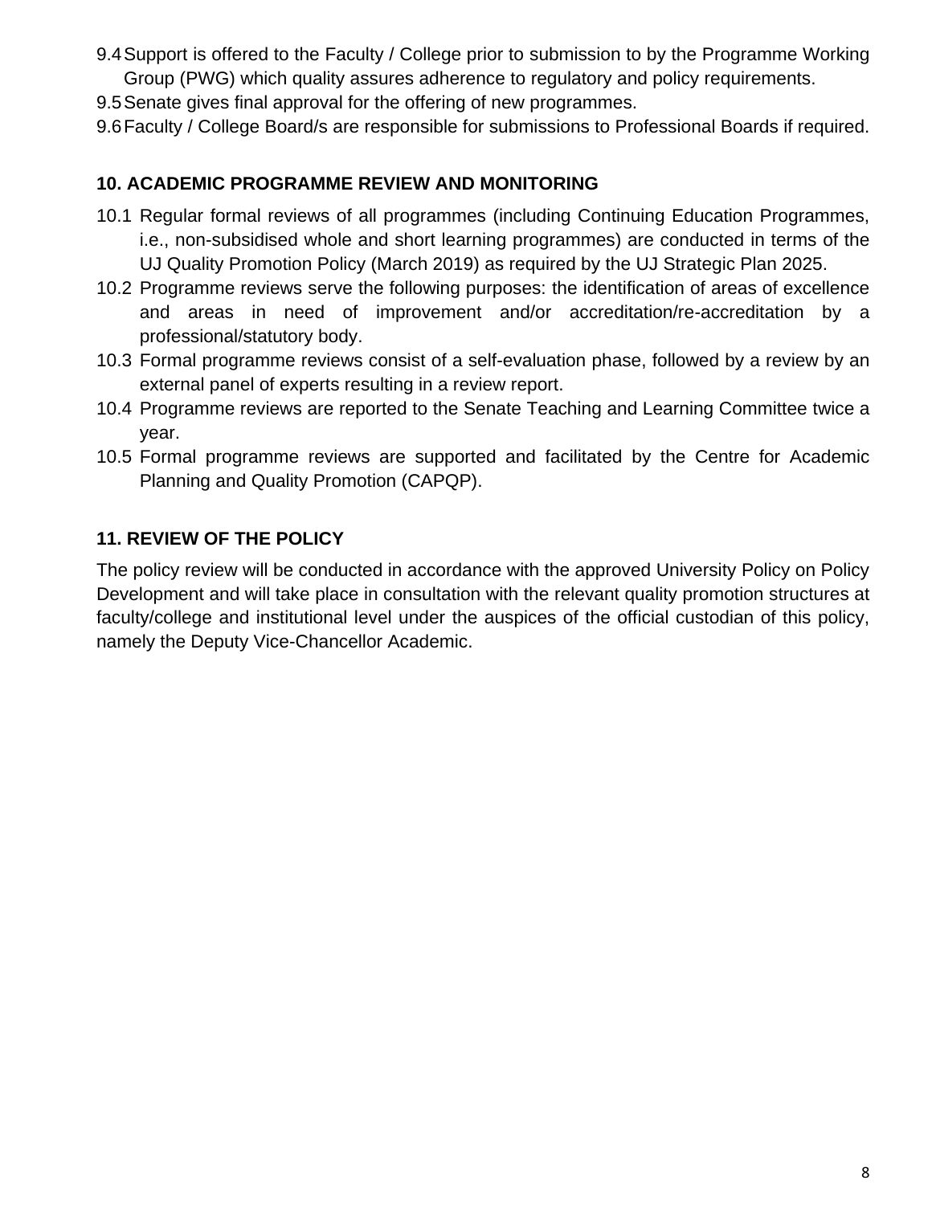9.4 Support is offered to the Faculty / College prior to submission to by the Programme Working Group (PWG) which quality assures adherence to regulatory and policy requirements.

9.5 Senate gives final approval for the offering of new programmes.

9.6 Faculty / College Board/s are responsible for submissions to Professional Boards if required.

## 10. ACADEMIC PROGRAMME REVIEW AND MONITORING

10.1 Regular formal reviews of all programmes (including Continuing Education Programmes, i.e., non-subsidised whole and short learning programmes) are conducted in terms of the UJ Quality Promotion Policy (March 2019) as required by the UJ Strategic Plan 2025.

10.2 Programme reviews serve the following purposes: the identification of areas of excellence and areas in need of improvement and/or accreditation/re-accreditation by a professional/statutory body.

10.3 Formal programme reviews consist of a self-evaluation phase, followed by a review by an external panel of experts resulting in a review report.

10.4 Programme reviews are reported to the Senate Teaching and Learning Committee twice a year.

10.5 Formal programme reviews are supported and facilitated by the Centre for Academic Planning and Quality Promotion (CAPQP).

## 11. REVIEW OF THE POLICY

The policy review will be conducted in accordance with the approved University Policy on Policy Development and will take place in consultation with the relevant quality promotion structures at faculty/college and institutional level under the auspices of the official custodian of this policy, namely the Deputy Vice-Chancellor Academic.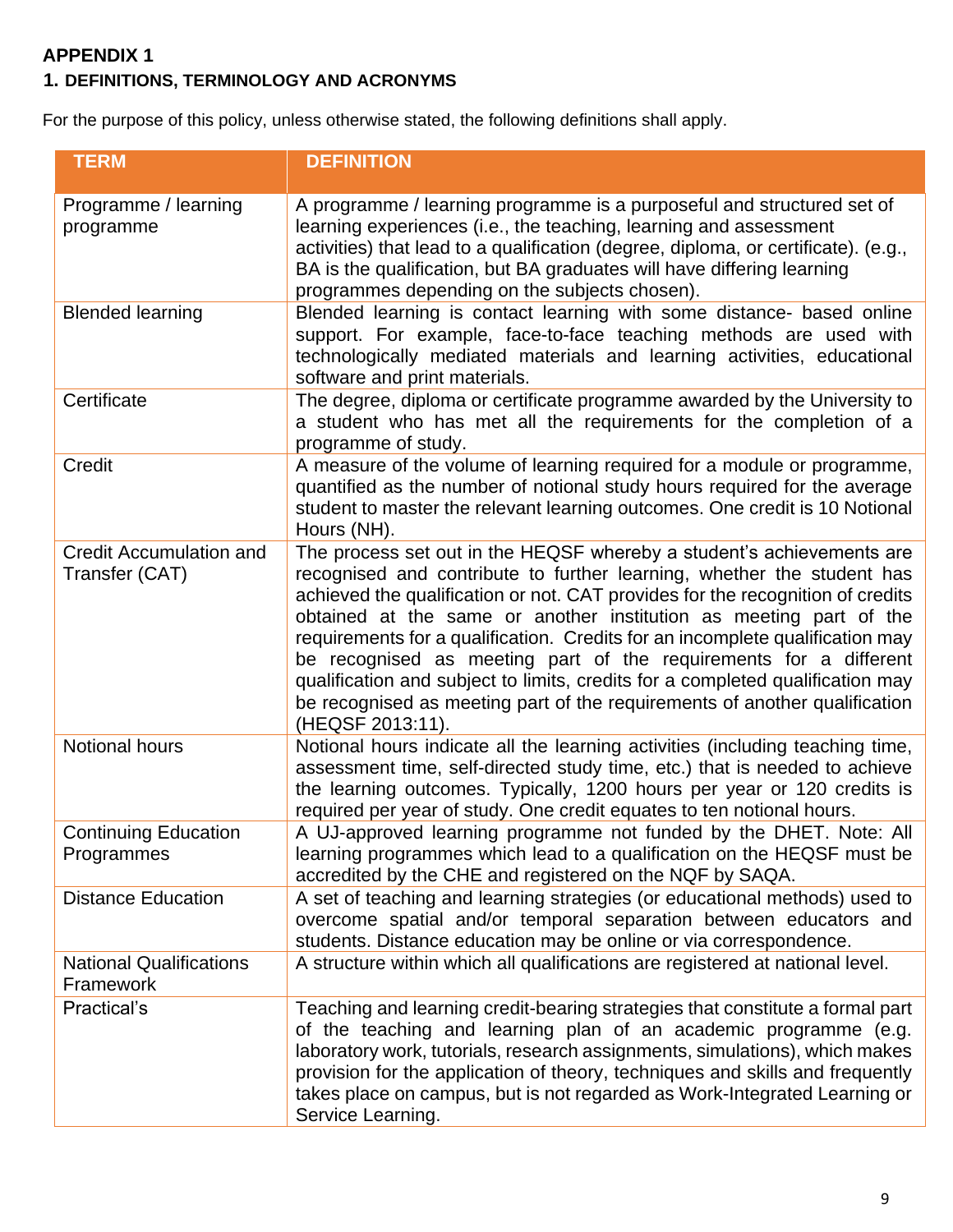## APPENDIX 1

### 1. DEFINITIONS, TERMINOLOGY AND ACRONYMS

For the purpose of this policy, unless otherwise stated, the following definitions shall apply.

| TERM | DEFINITION |
|---|---|
| Programme / learning programme | A programme / learning programme is a purposeful and structured set of learning experiences (i.e., the teaching, learning and assessment activities) that lead to a qualification (degree, diploma, or certificate). (e.g., BA is the qualification, but BA graduates will have differing learning programmes depending on the subjects chosen). |
| Blended learning | Blended learning is contact learning with some distance- based online support. For example, face-to-face teaching methods are used with technologically mediated materials and learning activities, educational software and print materials. |
| Certificate | The degree, diploma or certificate programme awarded by the University to a student who has met all the requirements for the completion of a programme of study. |
| Credit | A measure of the volume of learning required for a module or programme, quantified as the number of notional study hours required for the average student to master the relevant learning outcomes. One credit is 10 Notional Hours (NH). |
| Credit Accumulation and Transfer (CAT) | The process set out in the HEQSF whereby a student's achievements are recognised and contribute to further learning, whether the student has achieved the qualification or not. CAT provides for the recognition of credits obtained at the same or another institution as meeting part of the requirements for a qualification. Credits for an incomplete qualification may be recognised as meeting part of the requirements for a different qualification and subject to limits, credits for a completed qualification may be recognised as meeting part of the requirements of another qualification (HEQSF 2013:11). |
| Notional hours | Notional hours indicate all the learning activities (including teaching time, assessment time, self-directed study time, etc.) that is needed to achieve the learning outcomes. Typically, 1200 hours per year or 120 credits is required per year of study. One credit equates to ten notional hours. |
| Continuing Education Programmes | A UJ-approved learning programme not funded by the DHET. Note: All learning programmes which lead to a qualification on the HEQSF must be accredited by the CHE and registered on the NQF by SAQA. |
| Distance Education | A set of teaching and learning strategies (or educational methods) used to overcome spatial and/or temporal separation between educators and students. Distance education may be online or via correspondence. |
| National Qualifications Framework | A structure within which all qualifications are registered at national level. |
| Practical's | Teaching and learning credit-bearing strategies that constitute a formal part of the teaching and learning plan of an academic programme (e.g. laboratory work, tutorials, research assignments, simulations), which makes provision for the application of theory, techniques and skills and frequently takes place on campus, but is not regarded as Work-Integrated Learning or Service Learning. |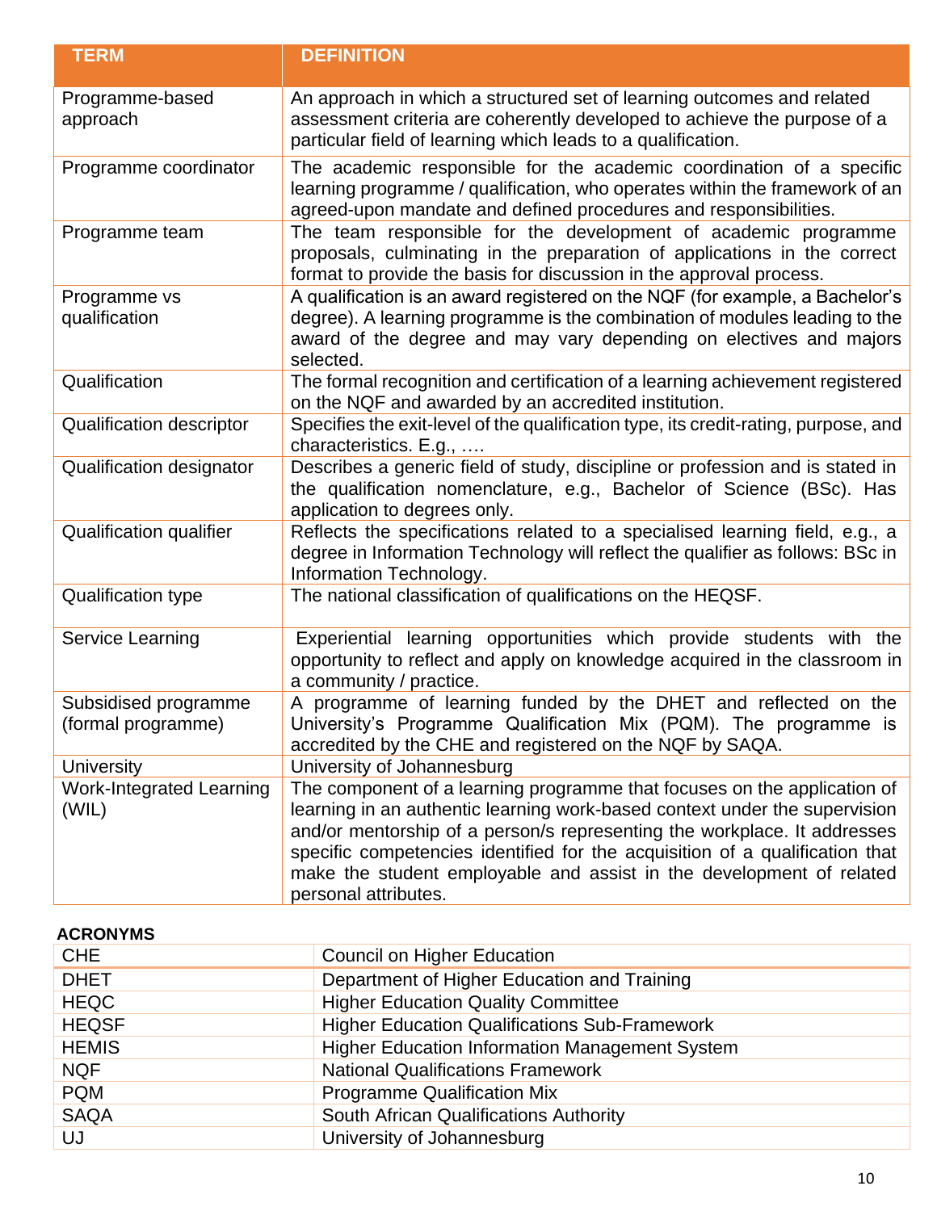| TERM | DEFINITION |
| --- | --- |
| Programme-based approach | An approach in which a structured set of learning outcomes and related assessment criteria are coherently developed to achieve the purpose of a particular field of learning which leads to a qualification. |
| Programme coordinator | The academic responsible for the academic coordination of a specific learning programme / qualification, who operates within the framework of an agreed-upon mandate and defined procedures and responsibilities. |
| Programme team | The team responsible for the development of academic programme proposals, culminating in the preparation of applications in the correct format to provide the basis for discussion in the approval process. |
| Programme vs qualification | A qualification is an award registered on the NQF (for example, a Bachelor's degree). A learning programme is the combination of modules leading to the award of the degree and may vary depending on electives and majors selected. |
| Qualification | The formal recognition and certification of a learning achievement registered on the NQF and awarded by an accredited institution. |
| Qualification descriptor | Specifies the exit-level of the qualification type, its credit-rating, purpose, and characteristics. E.g., …. |
| Qualification designator | Describes a generic field of study, discipline or profession and is stated in the qualification nomenclature, e.g., Bachelor of Science (BSc). Has application to degrees only. |
| Qualification qualifier | Reflects the specifications related to a specialised learning field, e.g., a degree in Information Technology will reflect the qualifier as follows: BSc in Information Technology. |
| Qualification type | The national classification of qualifications on the HEQSF. |
| Service Learning | Experiential learning opportunities which provide students with the opportunity to reflect and apply on knowledge acquired in the classroom in a community / practice. |
| Subsidised programme (formal programme) | A programme of learning funded by the DHET and reflected on the University's Programme Qualification Mix (PQM). The programme is accredited by the CHE and registered on the NQF by SAQA. |
| University | University of Johannesburg |
| Work-Integrated Learning (WIL) | The component of a learning programme that focuses on the application of learning in an authentic learning work-based context under the supervision and/or mentorship of a person/s representing the workplace. It addresses specific competencies identified for the acquisition of a qualification that make the student employable and assist in the development of related personal attributes. |

**ACRONYMS**

| | |
| --- | --- |
| CHE | Council on Higher Education |
| DHET | Department of Higher Education and Training |
| HEQC | Higher Education Quality Committee |
| HEQSF | Higher Education Qualifications Sub-Framework |
| HEMIS | Higher Education Information Management System |
| NQF | National Qualifications Framework |
| PQM | Programme Qualification Mix |
| SAQA | South African Qualifications Authority |
| UJ | University of Johannesburg |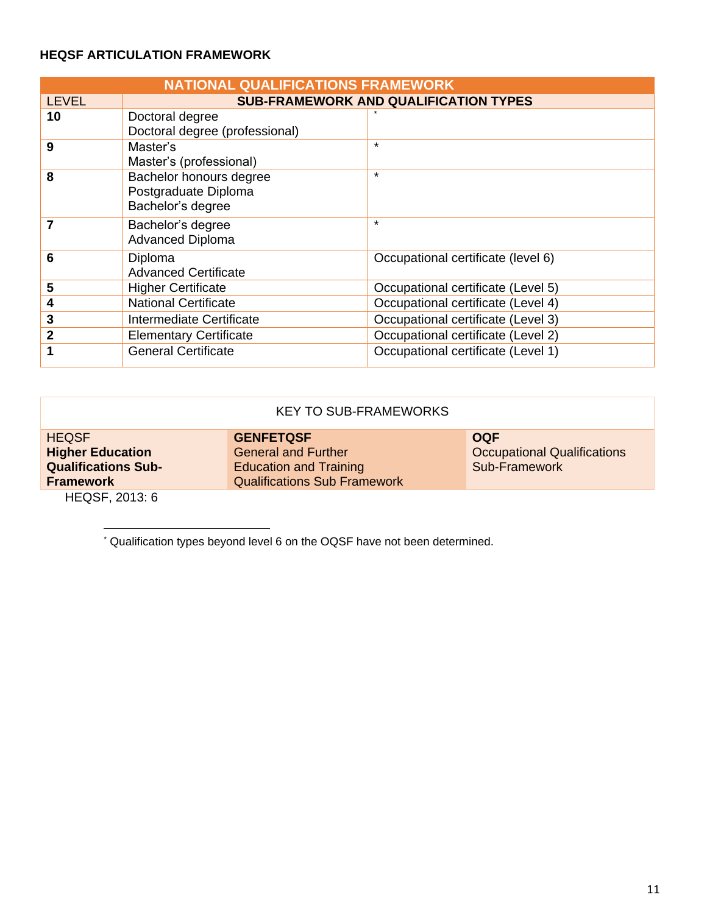**HEQSF ARTICULATION FRAMEWORK**

| NATIONAL QUALIFICATIONS FRAMEWORK | | |
|---|---|---|
| LEVEL | SUB-FRAMEWORK AND QUALIFICATION TYPES | |
| **10** | Doctoral degree<br>Doctoral degree (professional) | * |
| **9** | Master's<br>Master's (professional) | * |
| **8** | Bachelor honours degree<br>Postgraduate Diploma<br>Bachelor's degree | * |
| **7** | Bachelor's degree<br>Advanced Diploma | * |
| **6** | Diploma<br>Advanced Certificate | Occupational certificate (level 6) |
| **5** | Higher Certificate | Occupational certificate (Level 5) |
| **4** | National Certificate | Occupational certificate (Level 4) |
| **3** | Intermediate Certificate | Occupational certificate (Level 3) |
| **2** | Elementary Certificate | Occupational certificate (Level 2) |
| **1** | General Certificate | Occupational certificate (Level 1) |

| KEY TO SUB-FRAMEWORKS | | |
|---|---|---|
| HEQSF<br>**Higher Education Qualifications Sub-Framework** | **GENFETQSF**<br>General and Further Education and Training Qualifications Sub Framework | **OQF**<br>Occupational Qualifications Sub-Framework |

HEQSF, 2013: 6

* Qualification types beyond level 6 on the OQSF have not been determined.